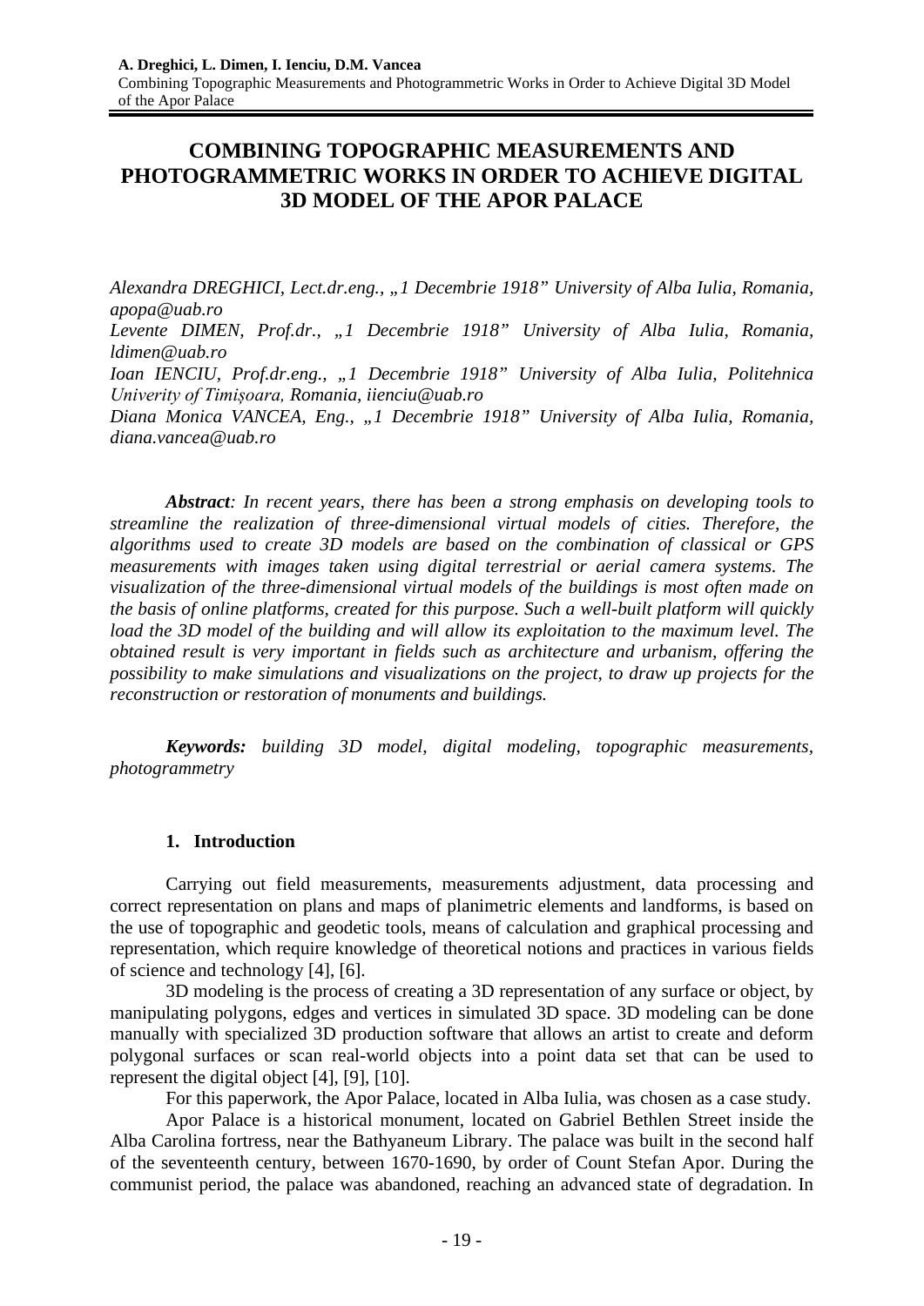# COMBINING TOPOGRAPHIC MEASUREMENTS AND PHOTOGRAMMETRIC WORKS IN ORDER TO ACHIEVE DIGITAL 3D MODEL OF THE APOR PALACE

*Alexandra DREGHICI, Lect.dr.eng., „1 Decembrie 1918" University of Alba Iulia, Romania, apopa@uab.ro*
*Levente DIMEN, Prof.dr., „1 Decembrie 1918" University of Alba Iulia, Romania, ldimen@uab.ro*
*Ioan IENCIU, Prof.dr.eng., „1 Decembrie 1918" University of Alba Iulia, Politehnica Univerity of Timișoara, Romania, iienciu@uab.ro*
*Diana Monica VANCEA, Eng., „1 Decembrie 1918" University of Alba Iulia, Romania, diana.vancea@uab.ro*

***Abstract**: In recent years, there has been a strong emphasis on developing tools to streamline the realization of three-dimensional virtual models of cities. Therefore, the algorithms used to create 3D models are based on the combination of classical or GPS measurements with images taken using digital terrestrial or aerial camera systems. The visualization of the three-dimensional virtual models of the buildings is most often made on the basis of online platforms, created for this purpose. Such a well-built platform will quickly load the 3D model of the building and will allow its exploitation to the maximum level. The obtained result is very important in fields such as architecture and urbanism, offering the possibility to make simulations and visualizations on the project, to draw up projects for the reconstruction or restoration of monuments and buildings.*

***Keywords:** building 3D model, digital modeling, topographic measurements, photogrammetry*

## 1. Introduction

Carrying out field measurements, measurements adjustment, data processing and correct representation on plans and maps of planimetric elements and landforms, is based on the use of topographic and geodetic tools, means of calculation and graphical processing and representation, which require knowledge of theoretical notions and practices in various fields of science and technology [4], [6].

3D modeling is the process of creating a 3D representation of any surface or object, by manipulating polygons, edges and vertices in simulated 3D space. 3D modeling can be done manually with specialized 3D production software that allows an artist to create and deform polygonal surfaces or scan real-world objects into a point data set that can be used to represent the digital object [4], [9], [10].

For this paperwork, the Apor Palace, located in Alba Iulia, was chosen as a case study.

Apor Palace is a historical monument, located on Gabriel Bethlen Street inside the Alba Carolina fortress, near the Bathyaneum Library. The palace was built in the second half of the seventeenth century, between 1670-1690, by order of Count Stefan Apor. During the communist period, the palace was abandoned, reaching an advanced state of degradation. In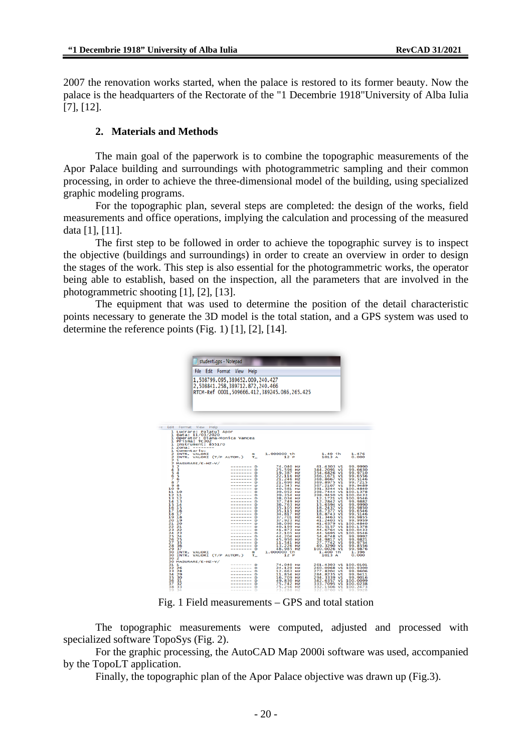2007 the renovation works started, when the palace is restored to its former beauty. Now the palace is the headquarters of the Rectorate of the "1 Decembrie 1918"University of Alba Iulia [7], [12].

## 2. Materials and Methods

The main goal of the paperwork is to combine the topographic measurements of the Apor Palace building and surroundings with photogrammetric sampling and their common processing, in order to achieve the three-dimensional model of the building, using specialized graphic modeling programs.

For the topographic plan, several steps are completed: the design of the works, field measurements and office operations, implying the calculation and processing of the measured data [1], [11].

The first step to be followed in order to achieve the topographic survey is to inspect the objective (buildings and surroundings) in order to create an overview in order to design the stages of the work. This step is also essential for the photogrammetric works, the operator being able to establish, based on the inspection, all the parameters that are involved in the photogrammetric shooting [1], [2], [13].

The equipment that was used to determine the position of the detail characteristic points necessary to generate the 3D model is the total station, and a GPS system was used to determine the reference points (Fig. 1) [1], [2], [14].

Fig. 1 Field measurements – GPS and total station

The topographic measurements were computed, adjusted and processed with specialized software TopoSys (Fig. 2).

For the graphic processing, the AutoCAD Map 2000i software was used, accompanied by the TopoLT application.

Finally, the topographic plan of the Apor Palace objective was drawn up (Fig.3).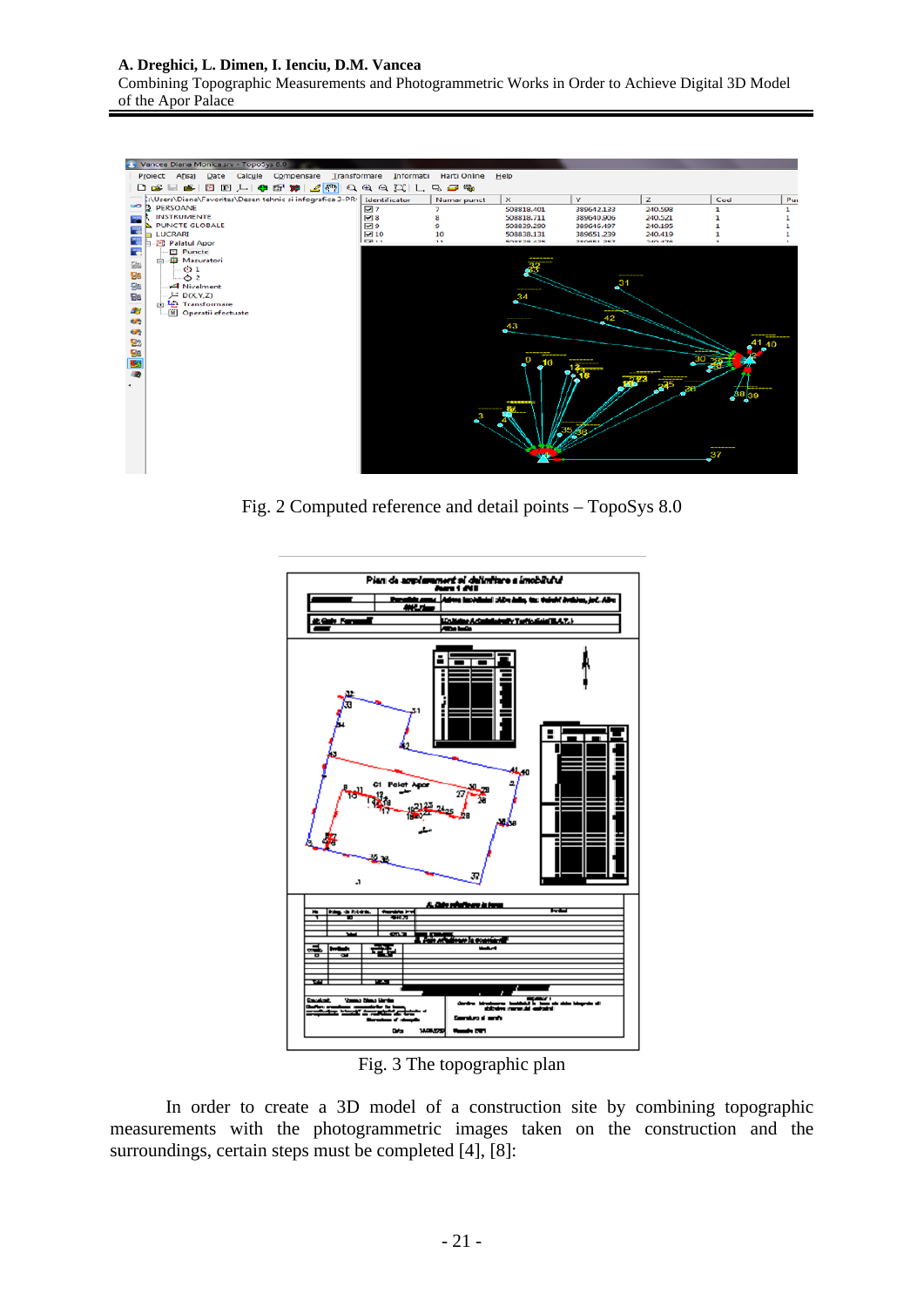Fig. 2 Computed reference and detail points – TopoSys 8.0

Fig. 3 The topographic plan

In order to create a 3D model of a construction site by combining topographic measurements with the photogrammetric images taken on the construction and the surroundings, certain steps must be completed [4], [8]: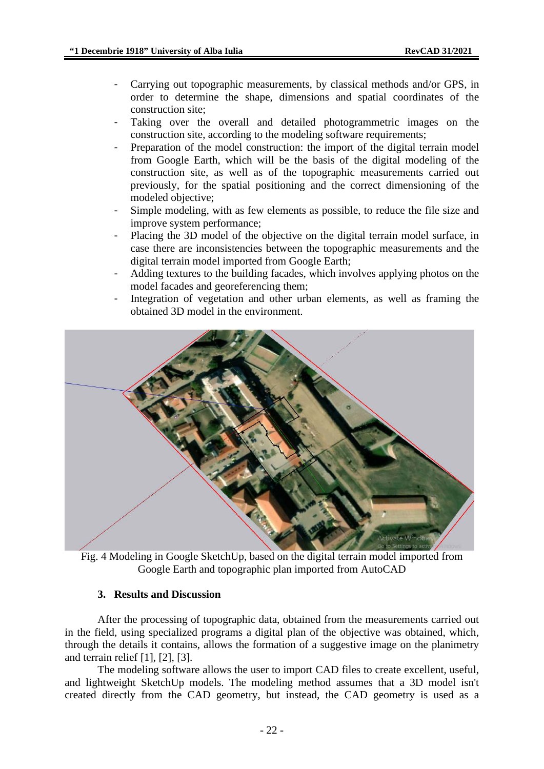- Carrying out topographic measurements, by classical methods and/or GPS, in order to determine the shape, dimensions and spatial coordinates of the construction site;
- Taking over the overall and detailed photogrammetric images on the construction site, according to the modeling software requirements;
- Preparation of the model construction: the import of the digital terrain model from Google Earth, which will be the basis of the digital modeling of the construction site, as well as of the topographic measurements carried out previously, for the spatial positioning and the correct dimensioning of the modeled objective;
- Simple modeling, with as few elements as possible, to reduce the file size and improve system performance;
- Placing the 3D model of the objective on the digital terrain model surface, in case there are inconsistencies between the topographic measurements and the digital terrain model imported from Google Earth;
- Adding textures to the building facades, which involves applying photos on the model facades and georeferencing them;
- Integration of vegetation and other urban elements, as well as framing the obtained 3D model in the environment.

Fig. 4 Modeling in Google SketchUp, based on the digital terrain model imported from Google Earth and topographic plan imported from AutoCAD

### 3. Results and Discussion

After the processing of topographic data, obtained from the measurements carried out in the field, using specialized programs a digital plan of the objective was obtained, which, through the details it contains, allows the formation of a suggestive image on the planimetry and terrain relief [1], [2], [3].

The modeling software allows the user to import CAD files to create excellent, useful, and lightweight SketchUp models. The modeling method assumes that a 3D model isn't created directly from the CAD geometry, but instead, the CAD geometry is used as a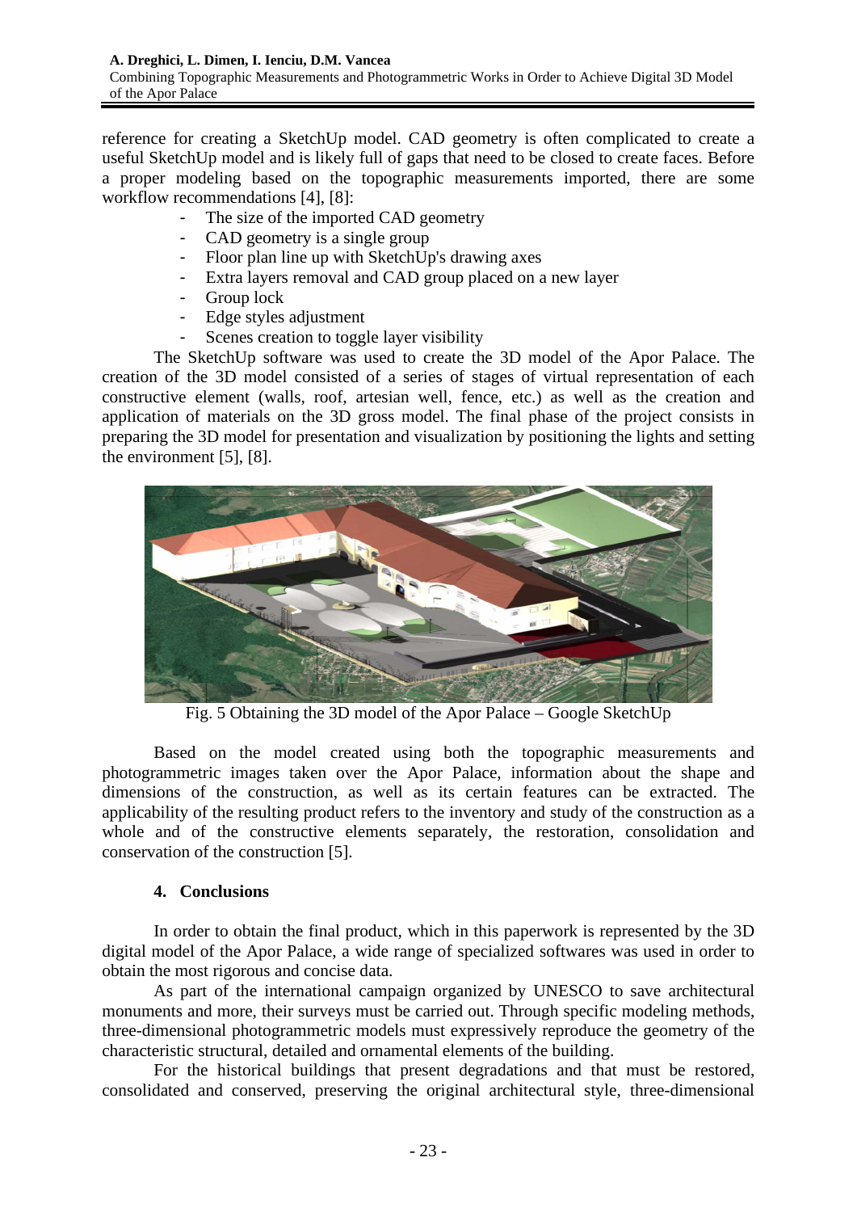reference for creating a SketchUp model. CAD geometry is often complicated to create a useful SketchUp model and is likely full of gaps that need to be closed to create faces. Before a proper modeling based on the topographic measurements imported, there are some workflow recommendations [4], [8]:

- The size of the imported CAD geometry
- CAD geometry is a single group
- Floor plan line up with SketchUp's drawing axes
- Extra layers removal and CAD group placed on a new layer
- Group lock
- Edge styles adjustment
- Scenes creation to toggle layer visibility

The SketchUp software was used to create the 3D model of the Apor Palace. The creation of the 3D model consisted of a series of stages of virtual representation of each constructive element (walls, roof, artesian well, fence, etc.) as well as the creation and application of materials on the 3D gross model. The final phase of the project consists in preparing the 3D model for presentation and visualization by positioning the lights and setting the environment [5], [8].

Fig. 5 Obtaining the 3D model of the Apor Palace – Google SketchUp

Based on the model created using both the topographic measurements and photogrammetric images taken over the Apor Palace, information about the shape and dimensions of the construction, as well as its certain features can be extracted. The applicability of the resulting product refers to the inventory and study of the construction as a whole and of the constructive elements separately, the restoration, consolidation and conservation of the construction [5].

## 4. Conclusions

In order to obtain the final product, which in this paperwork is represented by the 3D digital model of the Apor Palace, a wide range of specialized softwares was used in order to obtain the most rigorous and concise data.

As part of the international campaign organized by UNESCO to save architectural monuments and more, their surveys must be carried out. Through specific modeling methods, three-dimensional photogrammetric models must expressively reproduce the geometry of the characteristic structural, detailed and ornamental elements of the building.

For the historical buildings that present degradations and that must be restored, consolidated and conserved, preserving the original architectural style, three-dimensional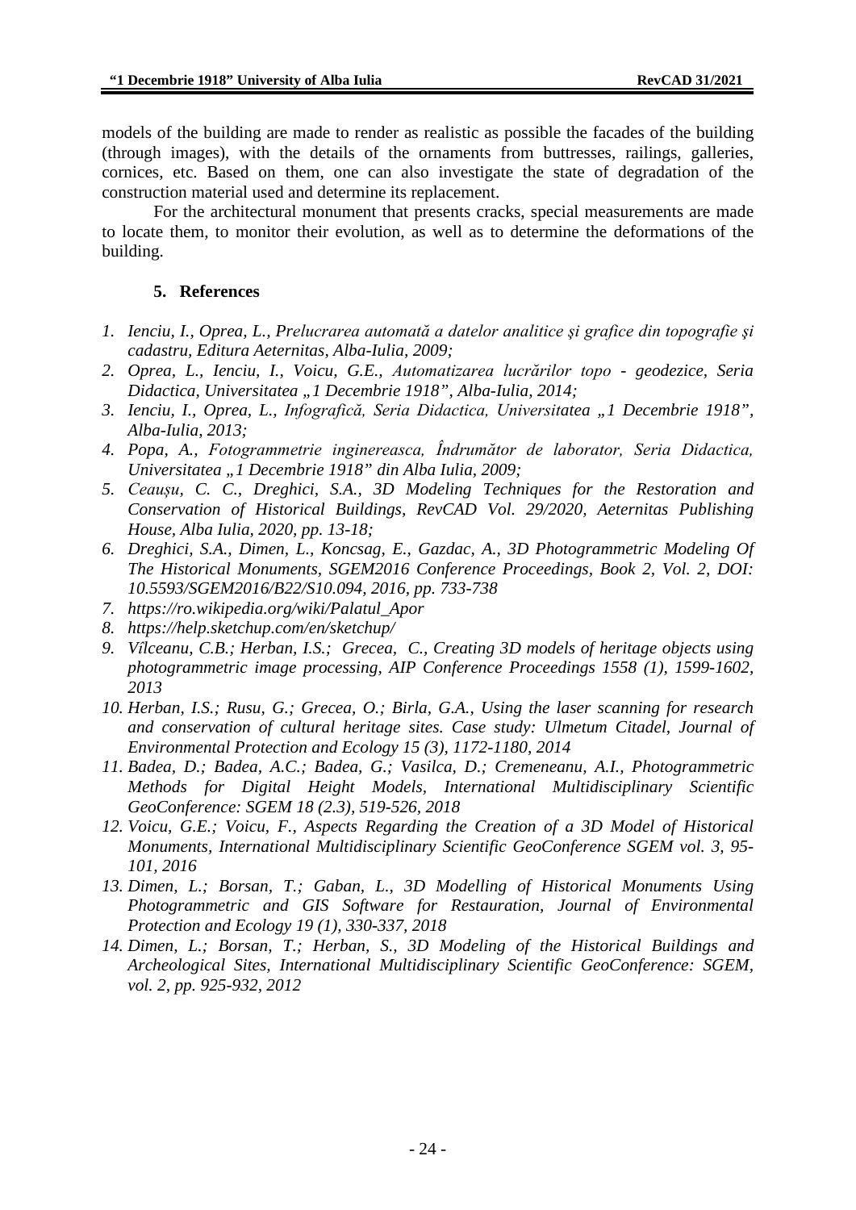models of the building are made to render as realistic as possible the facades of the building (through images), with the details of the ornaments from buttresses, railings, galleries, cornices, etc. Based on them, one can also investigate the state of degradation of the construction material used and determine its replacement.

For the architectural monument that presents cracks, special measurements are made to locate them, to monitor their evolution, as well as to determine the deformations of the building.

## 5. References

1. *Ienciu, I., Oprea, L., Prelucrarea automată a datelor analitice şi grafice din topografie şi cadastru, Editura Aeternitas, Alba-Iulia, 2009;*
2. *Oprea, L., Ienciu, I., Voicu, G.E., Automatizarea lucrărilor topo - geodezice, Seria Didactica, Universitatea „1 Decembrie 1918", Alba-Iulia, 2014;*
3. *Ienciu, I., Oprea, L., Infografică, Seria Didactica, Universitatea „1 Decembrie 1918", Alba-Iulia, 2013;*
4. *Popa, A., Fotogrammetrie inginerească, Îndrumător de laborator, Seria Didactica, Universitatea „1 Decembrie 1918" din Alba Iulia, 2009;*
5. *Ceaușu, C. C., Dreghici, S.A., 3D Modeling Techniques for the Restoration and Conservation of Historical Buildings, RevCAD Vol. 29/2020, Aeternitas Publishing House, Alba Iulia, 2020, pp. 13-18;*
6. *Dreghici, S.A., Dimen, L., Koncsag, E., Gazdac, A., 3D Photogrammetric Modeling Of The Historical Monuments, SGEM2016 Conference Proceedings, Book 2, Vol. 2, DOI: 10.5593/SGEM2016/B22/S10.094, 2016, pp. 733-738*
7. *https://ro.wikipedia.org/wiki/Palatul_Apor*
8. *https://help.sketchup.com/en/sketchup/*
9. *Vîlceanu, C.B.; Herban, I.S.; Grecea, C., Creating 3D models of heritage objects using photogrammetric image processing, AIP Conference Proceedings 1558 (1), 1599-1602, 2013*
10. *Herban, I.S.; Rusu, G.; Grecea, O.; Birla, G.A., Using the laser scanning for research and conservation of cultural heritage sites. Case study: Ulmetum Citadel, Journal of Environmental Protection and Ecology 15 (3), 1172-1180, 2014*
11. *Badea, D.; Badea, A.C.; Badea, G.; Vasilca, D.; Cremeneanu, A.I., Photogrammetric Methods for Digital Height Models, International Multidisciplinary Scientific GeoConference: SGEM 18 (2.3), 519-526, 2018*
12. *Voicu, G.E.; Voicu, F., Aspects Regarding the Creation of a 3D Model of Historical Monuments, International Multidisciplinary Scientific GeoConference SGEM vol. 3, 95-101, 2016*
13. *Dimen, L.; Borsan, T.; Gaban, L., 3D Modelling of Historical Monuments Using Photogrammetric and GIS Software for Restauration, Journal of Environmental Protection and Ecology 19 (1), 330-337, 2018*
14. *Dimen, L.; Borsan, T.; Herban, S., 3D Modeling of the Historical Buildings and Archeological Sites, International Multidisciplinary Scientific GeoConference: SGEM, vol. 2, pp. 925-932, 2012*